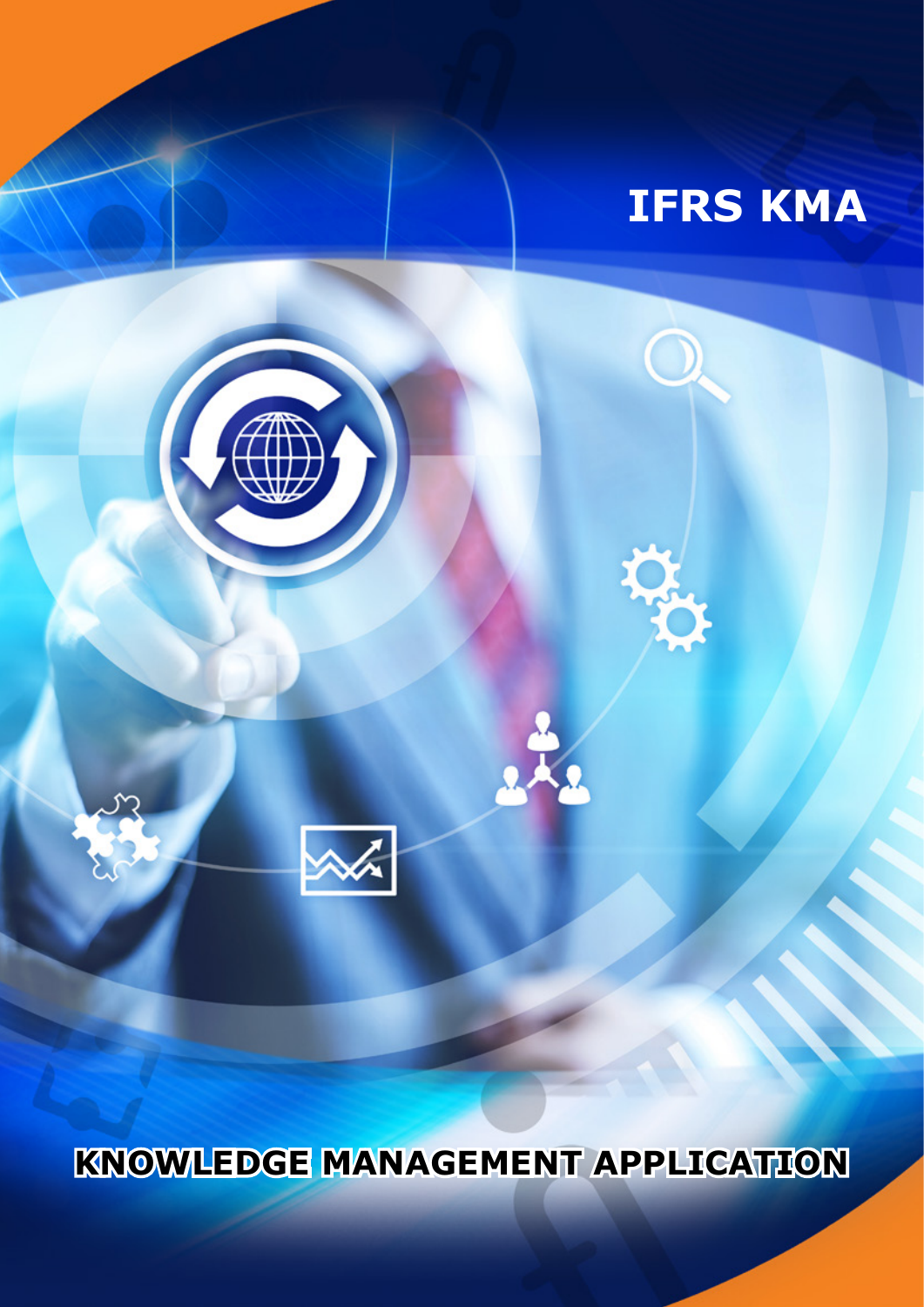# IFRS KMA

## KNOWLEDGE MANAGEMENT APPLICATION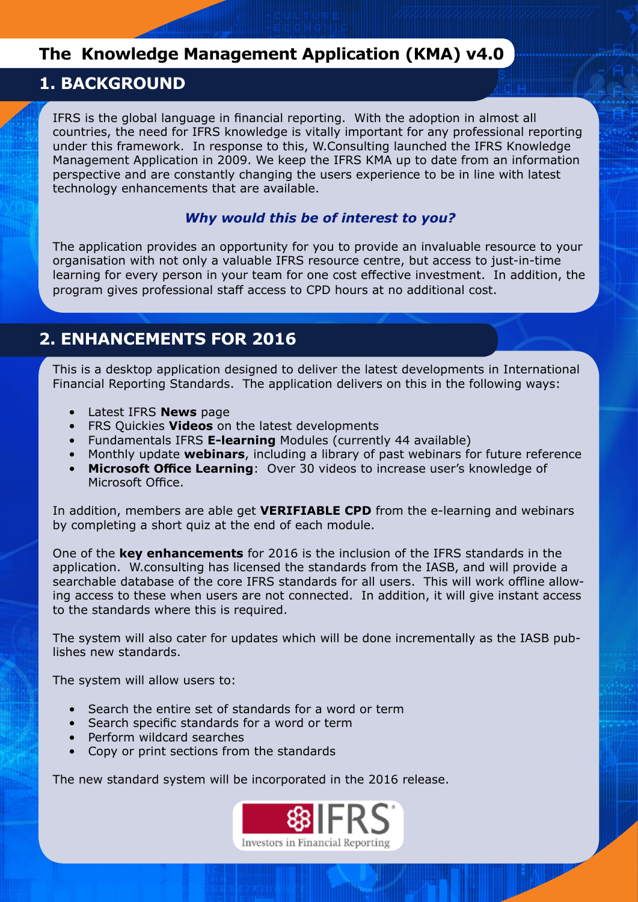# The Knowledge Management Application (KMA) v4.0

## 1. BACKGROUND

IFRS is the global language in financial reporting. With the adoption in almost all countries, the need for IFRS knowledge is vitally important for any professional reporting under this framework. In response to this, W.Consulting launched the IFRS Knowledge Management Application in 2009. We keep the IFRS KMA up to date from an information perspective and are constantly changing the users experience to be in line with latest technology enhancements that are available.

***Why would this be of interest to you?***

The application provides an opportunity for you to provide an invaluable resource to your organisation with not only a valuable IFRS resource centre, but access to just-in-time learning for every person in your team for one cost effective investment. In addition, the program gives professional staff access to CPD hours at no additional cost.

## 2. ENHANCEMENTS FOR 2016

This is a desktop application designed to deliver the latest developments in International Financial Reporting Standards. The application delivers on this in the following ways:

- Latest IFRS **News** page
- FRS Quickies **Videos** on the latest developments
- Fundamentals IFRS **E-learning** Modules (currently 44 available)
- Monthly update **webinars**, including a library of past webinars for future reference
- **Microsoft Office Learning**: Over 30 videos to increase user's knowledge of Microsoft Office.

In addition, members are able get **VERIFIABLE CPD** from the e-learning and webinars by completing a short quiz at the end of each module.

One of the **key enhancements** for 2016 is the inclusion of the IFRS standards in the application. W.consulting has licensed the standards from the IASB, and will provide a searchable database of the core IFRS standards for all users. This will work offline allowing access to these when users are not connected. In addition, it will give instant access to the standards where this is required.

The system will also cater for updates which will be done incrementally as the IASB publishes new standards.

The system will allow users to:

- Search the entire set of standards for a word or term
- Search specific standards for a word or term
- Perform wildcard searches
- Copy or print sections from the standards

The new standard system will be incorporated in the 2016 release.

IFRS
Investors in Financial Reporting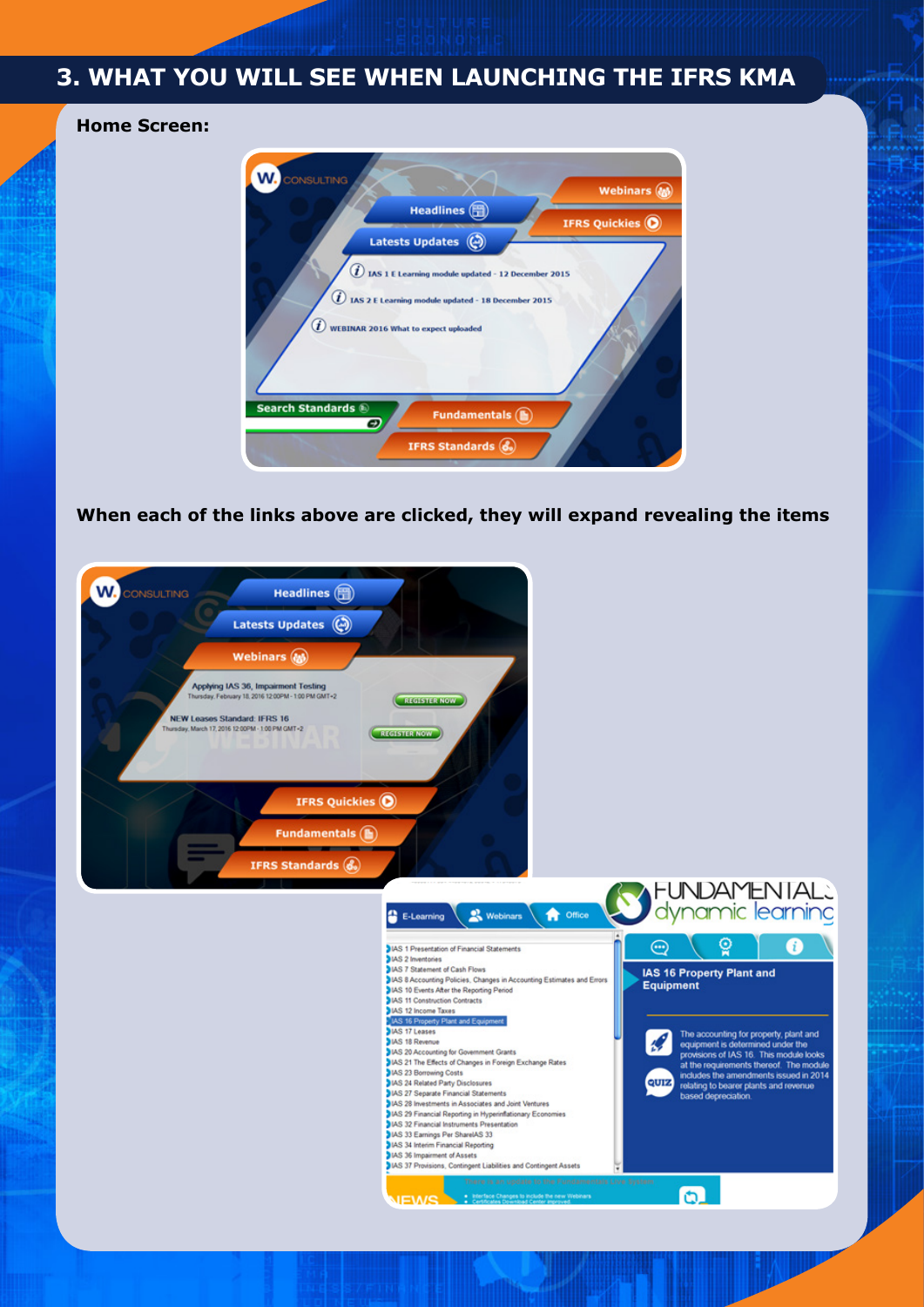## 3. WHAT YOU WILL SEE WHEN LAUNCHING THE IFRS KMA

**Home Screen:**

**When each of the links above are clicked, they will expand revealing the items**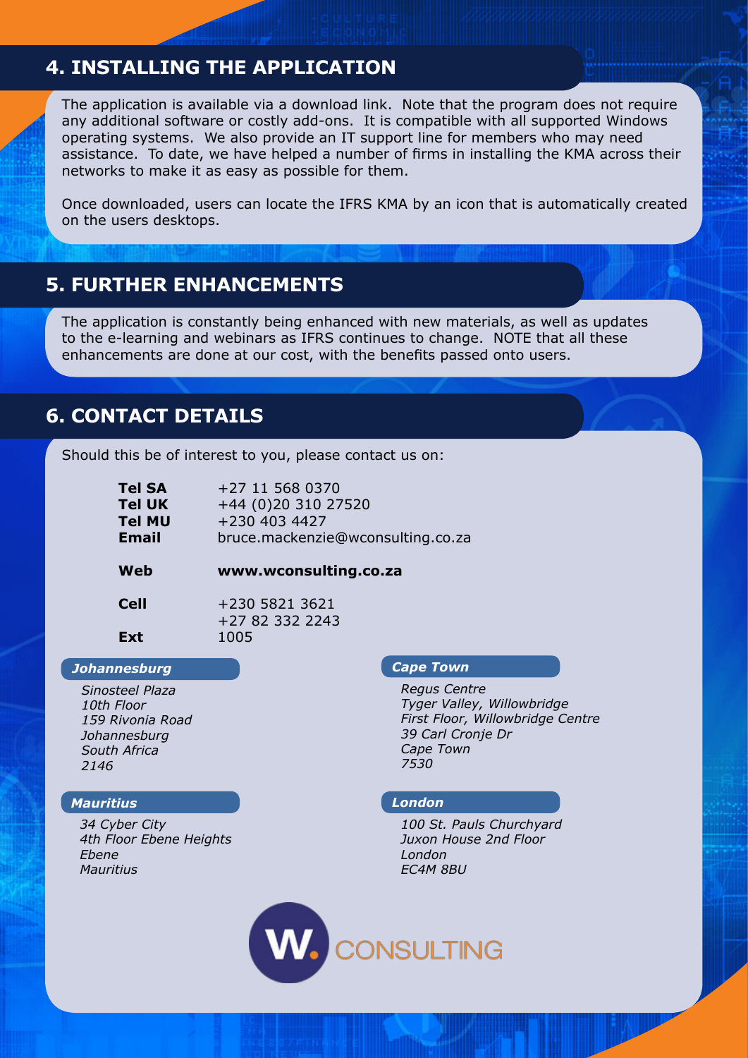## 4. INSTALLING THE APPLICATION

The application is available via a download link. Note that the program does not require any additional software or costly add-ons. It is compatible with all supported Windows operating systems. We also provide an IT support line for members who may need assistance. To date, we have helped a number of firms in installing the KMA across their networks to make it as easy as possible for them.

Once downloaded, users can locate the IFRS KMA by an icon that is automatically created on the users desktops.

## 5. FURTHER ENHANCEMENTS

The application is constantly being enhanced with new materials, as well as updates to the e-learning and webinars as IFRS continues to change. NOTE that all these enhancements are done at our cost, with the benefits passed onto users.

## 6. CONTACT DETAILS

Should this be of interest to you, please contact us on:

| | |
|---|---|
| **Tel SA** | +27 11 568 0370 |
| **Tel UK** | +44 (0)20 310 27520 |
| **Tel MU** | +230 403 4427 |
| **Email** | bruce.mackenzie@wconsulting.co.za |
| **Web** | **www.wconsulting.co.za** |
| **Cell** | +230 5821 3621<br>+27 82 332 2243 |
| **Ext** | 1005 |

***Johannesburg***

*Sinosteel Plaza*
*10th Floor*
*159 Rivonia Road*
*Johannesburg*
*South Africa*
*2146*

***Cape Town***

*Regus Centre*
*Tyger Valley, Willowbridge*
*First Floor, Willowbridge Centre*
*39 Carl Cronje Dr*
*Cape Town*
*7530*

***Mauritius***

*34 Cyber City*
*4th Floor Ebene Heights*
*Ebene*
*Mauritius*

***London***

*100 St. Pauls Churchyard*
*Juxon House 2nd Floor*
*London*
*EC4M 8BU*

W. CONSULTING